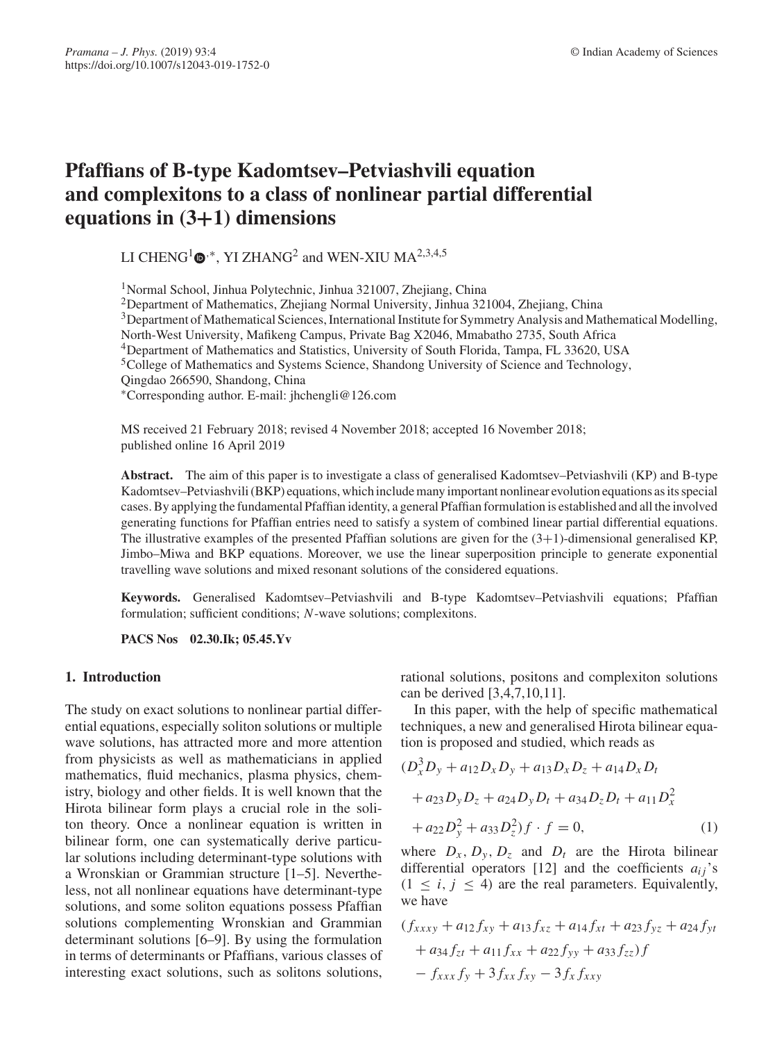# Pfaffians of B-type Kadomtsev–Petviashvili equation and complexitons to a class of nonlinear partial differential equations in (3+1) dimensions

LI CHENG[1,*], YI ZHANG[2] and WEN-XIU MA[2,3,4,5]

[1]Normal School, Jinhua Polytechnic, Jinhua 321007, Zhejiang, China
[2]Department of Mathematics, Zhejiang Normal University, Jinhua 321004, Zhejiang, China
[3]Department of Mathematical Sciences, International Institute for Symmetry Analysis and Mathematical Modelling, North-West University, Mafikeng Campus, Private Bag X2046, Mmabatho 2735, South Africa
[4]Department of Mathematics and Statistics, University of South Florida, Tampa, FL 33620, USA
[5]College of Mathematics and Systems Science, Shandong University of Science and Technology, Qingdao 266590, Shandong, China
*Corresponding author. E-mail: jhchengli@126.com

MS received 21 February 2018; revised 4 November 2018; accepted 16 November 2018; published online 16 April 2019

**Abstract.** The aim of this paper is to investigate a class of generalised Kadomtsev–Petviashvili (KP) and B-type Kadomtsev–Petviashvili (BKP) equations, which include many important nonlinear evolution equations as its special cases. By applying the fundamental Pfaffian identity, a general Pfaffian formulation is established and all the involved generating functions for Pfaffian entries need to satisfy a system of combined linear partial differential equations. The illustrative examples of the presented Pfaffian solutions are given for the (3+1)-dimensional generalised KP, Jimbo–Miwa and BKP equations. Moreover, we use the linear superposition principle to generate exponential travelling wave solutions and mixed resonant solutions of the considered equations.

**Keywords.** Generalised Kadomtsev–Petviashvili and B-type Kadomtsev–Petviashvili equations; Pfaffian formulation; sufficient conditions; $N$-wave solutions; complexitons.

**PACS Nos** 02.30.Ik; 05.45.Yv

## 1. Introduction

The study on exact solutions to nonlinear partial differential equations, especially soliton solutions or multiple wave solutions, has attracted more and more attention from physicists as well as mathematicians in applied mathematics, fluid mechanics, plasma physics, chemistry, biology and other fields. It is well known that the Hirota bilinear form plays a crucial role in the soliton theory. Once a nonlinear equation is written in bilinear form, one can systematically derive particular solutions including determinant-type solutions with a Wronskian or Grammian structure [1–5]. Nevertheless, not all nonlinear equations have determinant-type solutions, and some soliton equations possess Pfaffian solutions complementing Wronskian and Grammian determinant solutions [6–9]. By using the formulation in terms of determinants or Pfaffians, various classes of interesting exact solutions, such as solitons solutions, rational solutions, positons and complexiton solutions can be derived [3,4,7,10,11].

In this paper, with the help of specific mathematical techniques, a new and generalised Hirota bilinear equation is proposed and studied, which reads as

$$
\begin{aligned}
&(D_x^3 D_y + a_{12} D_x D_y + a_{13} D_x D_z + a_{14} D_x D_t \\
&\quad + a_{23} D_y D_z + a_{24} D_y D_t + a_{34} D_z D_t + a_{11} D_x^2 \\
&\quad + a_{22} D_y^2 + a_{33} D_z^2) f \cdot f = 0, \qquad (1)
\end{aligned}
$$

where $D_x, D_y, D_z$ and $D_t$ are the Hirota bilinear differential operators [12] and the coefficients $a_{ij}$'s $(1 \le i, j \le 4)$ are the real parameters. Equivalently, we have

$$
\begin{aligned}
&(f_{xxxy} + a_{12} f_{xy} + a_{13} f_{xz} + a_{14} f_{xt} + a_{23} f_{yz} + a_{24} f_{yt} \\
&\quad + a_{34} f_{zt} + a_{11} f_{xx} + a_{22} f_{yy} + a_{33} f_{zz}) f \\
&\quad - f_{xxx} f_y + 3 f_{xx} f_{xy} - 3 f_x f_{xxy}
\end{aligned}
$$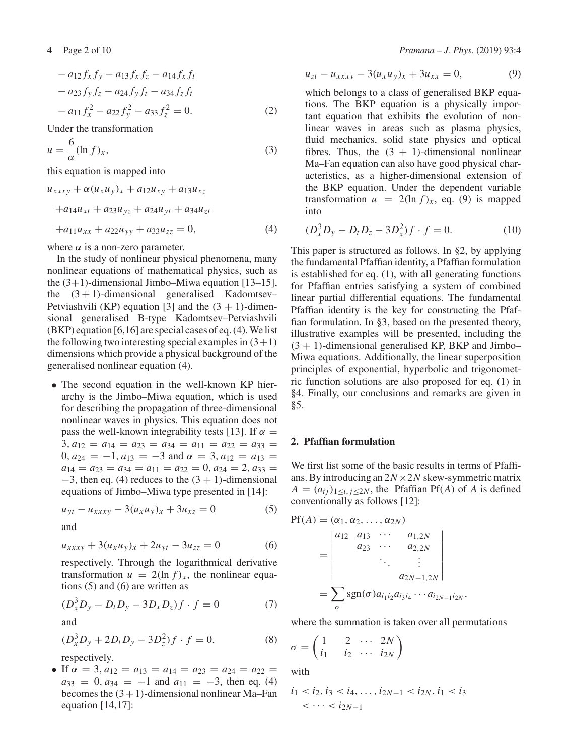$$
\begin{aligned}
&- a_{12} f_x f_y - a_{13} f_x f_z - a_{14} f_x f_t \\
&- a_{23} f_y f_z - a_{24} f_y f_t - a_{34} f_z f_t \\
&- a_{11} f_x^2 - a_{22} f_y^2 - a_{33} f_z^2 = 0. \qquad (2)
\end{aligned}
$$

Under the transformation

$$
u = \frac{6}{\alpha}(\ln f)_x, \tag{3}
$$

this equation is mapped into

$$
\begin{aligned}
&u_{xxxy} + \alpha(u_x u_y)_x + a_{12}u_{xy} + a_{13}u_{xz} \\
&+ a_{14}u_{xt} + a_{23}u_{yz} + a_{24}u_{yt} + a_{34}u_{zt} \\
&+ a_{11}u_{xx} + a_{22}u_{yy} + a_{33}u_{zz} = 0, \qquad (4)
\end{aligned}
$$

where $\alpha$ is a non-zero parameter.

In the study of nonlinear physical phenomena, many nonlinear equations of mathematical physics, such as the (3+1)-dimensional Jimbo–Miwa equation [13–15], the $(3+1)$-dimensional generalised Kadomtsev–Petviashvili (KP) equation [3] and the $(3+1)$-dimensional generalised B-type Kadomtsev–Petviashvili (BKP) equation [6,16] are special cases of eq. (4). We list the following two interesting special examples in $(3+1)$ dimensions which provide a physical background of the generalised nonlinear equation (4).

- The second equation in the well-known KP hierarchy is the Jimbo–Miwa equation, which is used for describing the propagation of three-dimensional nonlinear waves in physics. This equation does not pass the well-known integrability tests [13]. If $\alpha = 3, a_{12} = a_{14} = a_{23} = a_{34} = a_{11} = a_{22} = a_{33} = 0, a_{24} = -1, a_{13} = -3$ and $\alpha = 3, a_{12} = a_{13} = a_{14} = a_{23} = a_{34} = a_{11} = a_{22} = 0, a_{24} = 2, a_{33} = -3$, then eq. (4) reduces to the $(3+1)$-dimensional equations of Jimbo–Miwa type presented in [14]:

$$
u_{yt} - u_{xxxy} - 3(u_x u_y)_x + 3u_{xz} = 0 \tag{5}
$$

and

$$
u_{xxxy} + 3(u_x u_y)_x + 2u_{yt} - 3u_{zz} = 0 \tag{6}
$$

respectively. Through the logarithmical derivative transformation $u = 2(\ln f)_x$, the nonlinear equations (5) and (6) are written as

$$
(D_x^3 D_y - D_t D_y - 3D_x D_z) f \cdot f = 0 \tag{7}
$$

and

$$
(D_x^3 D_y + 2D_t D_y - 3D_z^2) f \cdot f = 0, \tag{8}
$$

respectively.

- If $\alpha = 3, a_{12} = a_{13} = a_{14} = a_{23} = a_{24} = a_{22} = a_{33} = 0, a_{34} = -1$ and $a_{11} = -3$, then eq. (4) becomes the $(3+1)$-dimensional nonlinear Ma–Fan equation [14,17]:

$$
u_{zt} - u_{xxxy} - 3(u_x u_y)_x + 3u_{xx} = 0, \tag{9}
$$

which belongs to a class of generalised BKP equations. The BKP equation is a physically important equation that exhibits the evolution of nonlinear waves in areas such as plasma physics, fluid mechanics, solid state physics and optical fibres. Thus, the $(3+1)$-dimensional nonlinear Ma–Fan equation can also have good physical characteristics, as a higher-dimensional extension of the BKP equation. Under the dependent variable transformation $u = 2(\ln f)_x$, eq. (9) is mapped into

$$
(D_x^3 D_y - D_t D_z - 3D_x^2) f \cdot f = 0. \tag{10}
$$

This paper is structured as follows. In §2, by applying the fundamental Pfaffian identity, a Pfaffian formulation is established for eq. (1), with all generating functions for Pfaffian entries satisfying a system of combined linear partial differential equations. The fundamental Pfaffian identity is the key for constructing the Pfaffian formulation. In §3, based on the presented theory, illustrative examples will be presented, including the $(3+1)$-dimensional generalised KP, BKP and Jimbo–Miwa equations. Additionally, the linear superposition principles of exponential, hyperbolic and trigonometric function solutions are also proposed for eq. (1) in §4. Finally, our conclusions and remarks are given in §5.

## 2. Pfaffian formulation

We first list some of the basic results in terms of Pfaffians. By introducing an $2N \times 2N$ skew-symmetric matrix $A = (a_{ij})_{1 \le i, j \le 2N}$, the Pfaffian Pf$(A)$ of $A$ is defined conventionally as follows [12]:

$$
\begin{aligned}
\mathrm{Pf}(A) &= (\alpha_1, \alpha_2, \ldots, \alpha_{2N}) \\
&= \begin{vmatrix}
a_{12} & a_{13} & \cdots & a_{1,2N} \\
 & a_{23} & \cdots & a_{2,2N} \\
 & & \ddots & \vdots \\
 & & & a_{2N-1,2N}
\end{vmatrix} \\
&= \sum_{\sigma} \mathrm{sgn}(\sigma) a_{i_1 i_2} a_{i_3 i_4} \cdots a_{i_{2N-1} i_{2N}},
\end{aligned}
$$

where the summation is taken over all permutations

$$
\sigma = \begin{pmatrix} 1 & 2 & \cdots & 2N \\ i_1 & i_2 & \cdots & i_{2N} \end{pmatrix}
$$

with

$$
i_1 < i_2, i_3 < i_4, \ldots, i_{2N-1} < i_{2N}, i_1 < i_3 < \cdots < i_{2N-1}
$$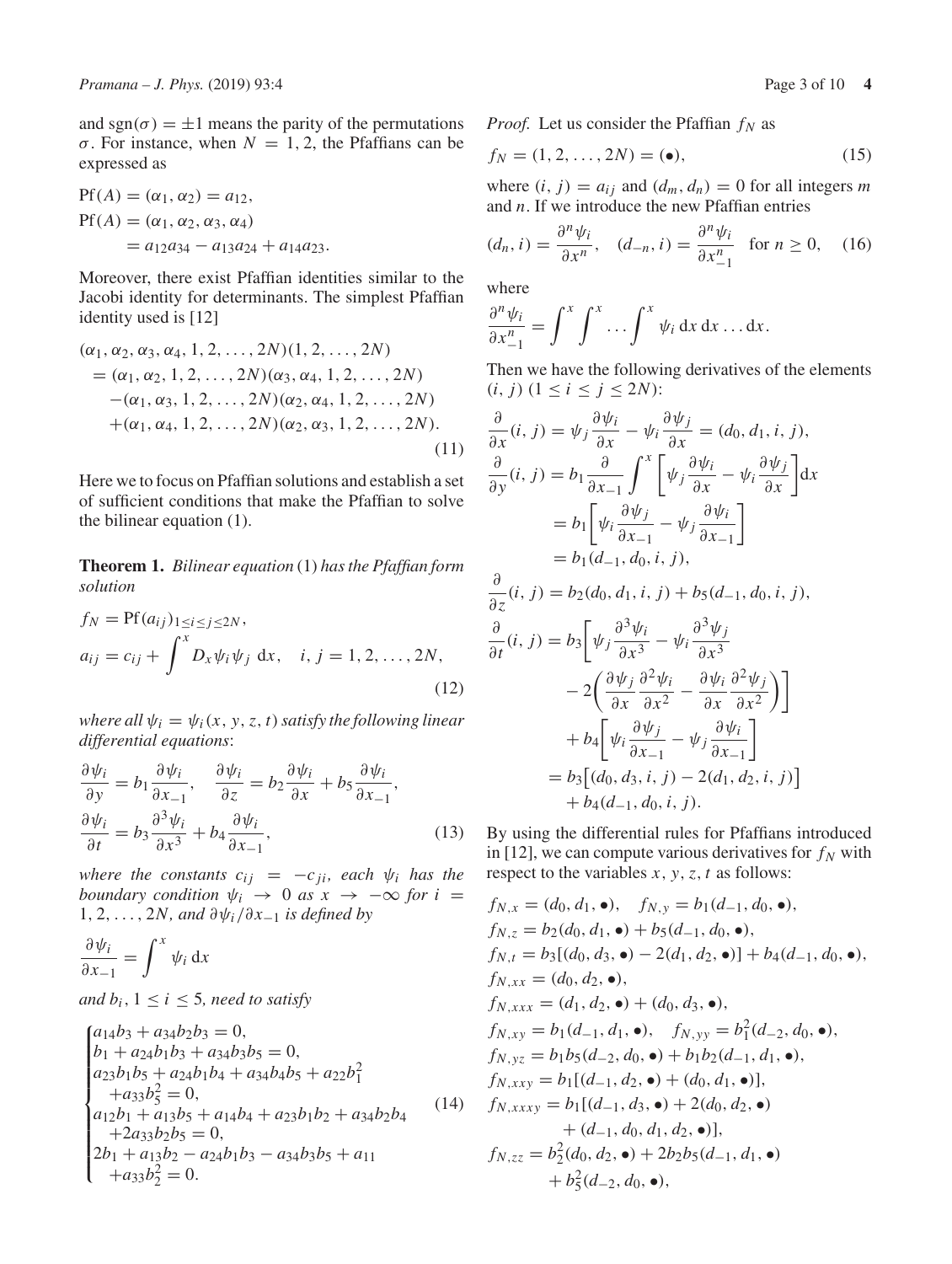and $\mathrm{sgn}(\sigma) = \pm 1$ means the parity of the permutations $\sigma$. For instance, when $N = 1, 2$, the Pfaffians can be expressed as

$$\mathrm{Pf}(A) = (\alpha_1, \alpha_2) = a_{12},$$
$$\mathrm{Pf}(A) = (\alpha_1, \alpha_2, \alpha_3, \alpha_4) = a_{12}a_{34} - a_{13}a_{24} + a_{14}a_{23}.$$

Moreover, there exist Pfaffian identities similar to the Jacobi identity for determinants. The simplest Pfaffian identity used is [12]

$$\begin{aligned}
&(\alpha_1, \alpha_2, \alpha_3, \alpha_4, 1, 2, \ldots, 2N)(1, 2, \ldots, 2N) \\
&= (\alpha_1, \alpha_2, 1, 2, \ldots, 2N)(\alpha_3, \alpha_4, 1, 2, \ldots, 2N) \\
&\quad -(\alpha_1, \alpha_3, 1, 2, \ldots, 2N)(\alpha_2, \alpha_4, 1, 2, \ldots, 2N) \\
&\quad +(\alpha_1, \alpha_4, 1, 2, \ldots, 2N)(\alpha_2, \alpha_3, 1, 2, \ldots, 2N).
\end{aligned} \tag{11}$$

Here we to focus on Pfaffian solutions and establish a set of sufficient conditions that make the Pfaffian to solve the bilinear equation (1).

**Theorem 1.** *Bilinear equation* (1) *has the Pfaffian form solution*

$$f_N = \mathrm{Pf}(a_{ij})_{1 \le i \le j \le 2N},$$
$$a_{ij} = c_{ij} + \int^x D_x \psi_i \psi_j \, \mathrm{d}x, \quad i, j = 1, 2, \ldots, 2N, \tag{12}$$

*where all $\psi_i = \psi_i(x, y, z, t)$ satisfy the following linear differential equations*:

$$\frac{\partial \psi_i}{\partial y} = b_1 \frac{\partial \psi_i}{\partial x_{-1}}, \quad \frac{\partial \psi_i}{\partial z} = b_2 \frac{\partial \psi_i}{\partial x} + b_5 \frac{\partial \psi_i}{\partial x_{-1}},$$
$$\frac{\partial \psi_i}{\partial t} = b_3 \frac{\partial^3 \psi_i}{\partial x^3} + b_4 \frac{\partial \psi_i}{\partial x_{-1}}, \tag{13}$$

*where the constants $c_{ij} = -c_{ji}$, each $\psi_i$ has the boundary condition $\psi_i \to 0$ as $x \to -\infty$ for $i = 1, 2, \ldots, 2N$, and $\partial \psi_i / \partial x_{-1}$ is defined by*

$$\frac{\partial \psi_i}{\partial x_{-1}} = \int^x \psi_i \, \mathrm{d}x$$

*and $b_i$, $1 \le i \le 5$, need to satisfy*

$$\begin{cases}
a_{14}b_3 + a_{34}b_2b_3 = 0, \\
b_1 + a_{24}b_1b_3 + a_{34}b_3b_5 = 0, \\
a_{23}b_1b_5 + a_{24}b_1b_4 + a_{34}b_4b_5 + a_{22}b_1^2 \\
\quad +a_{33}b_5^2 = 0, \\
a_{12}b_1 + a_{13}b_5 + a_{14}b_4 + a_{23}b_1b_2 + a_{34}b_2b_4 \\
\quad +2a_{33}b_2b_5 = 0, \\
2b_1 + a_{13}b_2 - a_{24}b_1b_3 - a_{34}b_3b_5 + a_{11} \\
\quad +a_{33}b_2^2 = 0.
\end{cases} \tag{14}$$

*Proof.* Let us consider the Pfaffian $f_N$ as

$$f_N = (1, 2, \ldots, 2N) = (\bullet), \tag{15}$$

where $(i, j) = a_{ij}$ and $(d_m, d_n) = 0$ for all integers $m$ and $n$. If we introduce the new Pfaffian entries

$$(d_n, i) = \frac{\partial^n \psi_i}{\partial x^n}, \quad (d_{-n}, i) = \frac{\partial^n \psi_i}{\partial x_{-1}^n} \quad \text{for } n \ge 0, \tag{16}$$

where

$$\frac{\partial^n \psi_i}{\partial x_{-1}^n} = \int^x \int^x \ldots \int^x \psi_i \, \mathrm{d}x \, \mathrm{d}x \ldots \mathrm{d}x.$$

Then we have the following derivatives of the elements $(i, j)$ $(1 \le i \le j \le 2N)$:

$$\begin{aligned}
\frac{\partial}{\partial x}(i, j) &= \psi_j \frac{\partial \psi_i}{\partial x} - \psi_i \frac{\partial \psi_j}{\partial x} = (d_0, d_1, i, j), \\
\frac{\partial}{\partial y}(i, j) &= b_1 \frac{\partial}{\partial x_{-1}} \int^x \left[\psi_j \frac{\partial \psi_i}{\partial x} - \psi_i \frac{\partial \psi_j}{\partial x}\right] \mathrm{d}x \\
&= b_1 \left[\psi_i \frac{\partial \psi_j}{\partial x_{-1}} - \psi_j \frac{\partial \psi_i}{\partial x_{-1}}\right] \\
&= b_1 (d_{-1}, d_0, i, j), \\
\frac{\partial}{\partial z}(i, j) &= b_2 (d_0, d_1, i, j) + b_5 (d_{-1}, d_0, i, j), \\
\frac{\partial}{\partial t}(i, j) &= b_3 \Bigg[\psi_j \frac{\partial^3 \psi_i}{\partial x^3} - \psi_i \frac{\partial^3 \psi_j}{\partial x^3} \\
&\quad - 2\left(\frac{\partial \psi_j}{\partial x} \frac{\partial^2 \psi_i}{\partial x^2} - \frac{\partial \psi_i}{\partial x} \frac{\partial^2 \psi_j}{\partial x^2}\right)\Bigg] \\
&\quad + b_4 \left[\psi_i \frac{\partial \psi_j}{\partial x_{-1}} - \psi_j \frac{\partial \psi_i}{\partial x_{-1}}\right] \\
&= b_3 \left[(d_0, d_3, i, j) - 2(d_1, d_2, i, j)\right] \\
&\quad + b_4 (d_{-1}, d_0, i, j).
\end{aligned}$$

By using the differential rules for Pfaffians introduced in [12], we can compute various derivatives for $f_N$ with respect to the variables $x, y, z, t$ as follows:

$$\begin{aligned}
&f_{N,x} = (d_0, d_1, \bullet), \quad f_{N,y} = b_1 (d_{-1}, d_0, \bullet), \\
&f_{N,z} = b_2 (d_0, d_1, \bullet) + b_5 (d_{-1}, d_0, \bullet), \\
&f_{N,t} = b_3 [(d_0, d_3, \bullet) - 2(d_1, d_2, \bullet)] + b_4 (d_{-1}, d_0, \bullet), \\
&f_{N,xx} = (d_0, d_2, \bullet), \\
&f_{N,xxx} = (d_1, d_2, \bullet) + (d_0, d_3, \bullet), \\
&f_{N,xy} = b_1 (d_{-1}, d_1, \bullet), \quad f_{N,yy} = b_1^2 (d_{-2}, d_0, \bullet), \\
&f_{N,yz} = b_1 b_5 (d_{-2}, d_0, \bullet) + b_1 b_2 (d_{-1}, d_1, \bullet), \\
&f_{N,xxy} = b_1 [(d_{-1}, d_2, \bullet) + (d_0, d_1, \bullet)], \\
&f_{N,xxxy} = b_1 [(d_{-1}, d_3, \bullet) + 2(d_0, d_2, \bullet) \\
&\qquad\qquad + (d_{-1}, d_0, d_1, d_2, \bullet)], \\
&f_{N,zz} = b_2^2 (d_0, d_2, \bullet) + 2b_2 b_5 (d_{-1}, d_1, \bullet) \\
&\qquad\qquad + b_5^2 (d_{-2}, d_0, \bullet),
\end{aligned}$$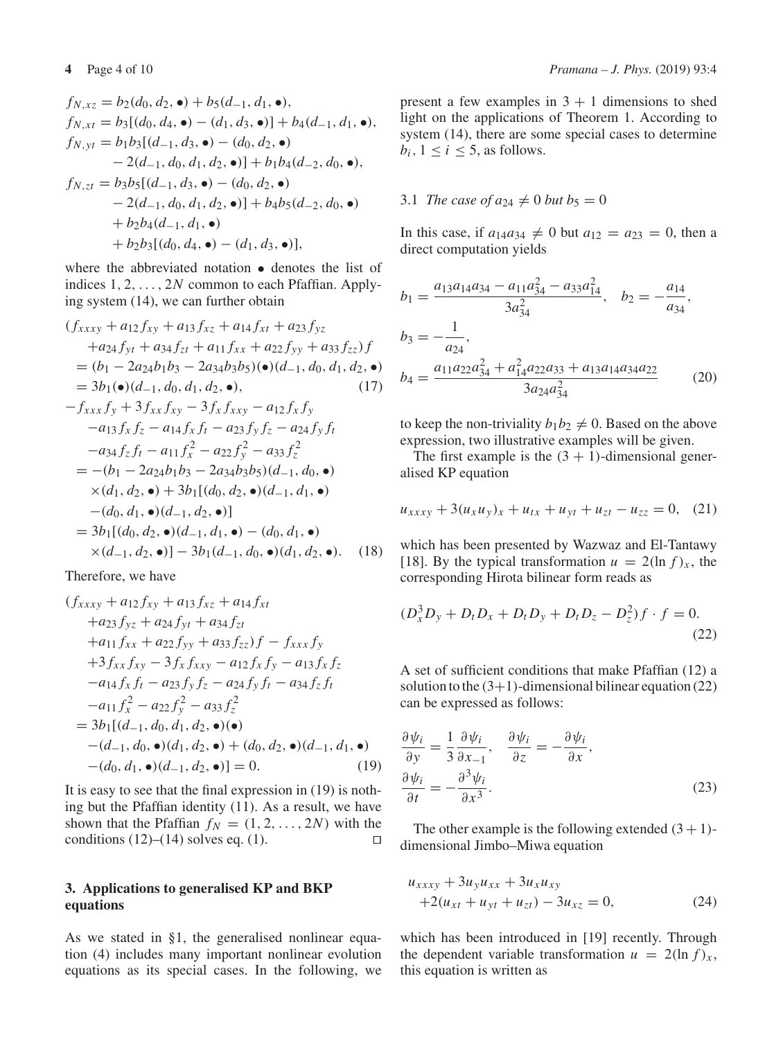$$
\begin{aligned}
f_{N,xz} &= b_2(d_0, d_2, \bullet) + b_5(d_{-1}, d_1, \bullet),\\
f_{N,xt} &= b_3[(d_0, d_4, \bullet) - (d_1, d_3, \bullet)] + b_4(d_{-1}, d_1, \bullet),\\
f_{N,yt} &= b_1 b_3[(d_{-1}, d_3, \bullet) - (d_0, d_2, \bullet)\\
&\quad - 2(d_{-1}, d_0, d_1, d_2, \bullet)] + b_1 b_4(d_{-2}, d_0, \bullet),\\
f_{N,zt} &= b_3 b_5[(d_{-1}, d_3, \bullet) - (d_0, d_2, \bullet)\\
&\quad - 2(d_{-1}, d_0, d_1, d_2, \bullet)] + b_4 b_5(d_{-2}, d_0, \bullet)\\
&\quad + b_2 b_4(d_{-1}, d_1, \bullet)\\
&\quad + b_2 b_3[(d_0, d_4, \bullet) - (d_1, d_3, \bullet)],
\end{aligned}
$$

where the abbreviated notation $\bullet$ denotes the list of indices $1, 2, \ldots, 2N$ common to each Pfaffian. Applying system (14), we can further obtain

$$
\begin{aligned}
&(f_{xxxy} + a_{12} f_{xy} + a_{13} f_{xz} + a_{14} f_{xt} + a_{23} f_{yz}\\
&\quad + a_{24} f_{yt} + a_{34} f_{zt} + a_{11} f_{xx} + a_{22} f_{yy} + a_{33} f_{zz}) f\\
&= (b_1 - 2a_{24} b_1 b_3 - 2a_{34} b_3 b_5)(\bullet)(d_{-1}, d_0, d_1, d_2, \bullet)\\
&= 3b_1(\bullet)(d_{-1}, d_0, d_1, d_2, \bullet), \qquad (17)
\end{aligned}
$$

$$
\begin{aligned}
&-f_{xxx} f_y + 3 f_{xx} f_{xy} - 3 f_x f_{xxy} - a_{12} f_x f_y\\
&\quad - a_{13} f_x f_z - a_{14} f_x f_t - a_{23} f_y f_z - a_{24} f_y f_t\\
&\quad - a_{34} f_z f_t - a_{11} f_x^2 - a_{22} f_y^2 - a_{33} f_z^2\\
&= -(b_1 - 2a_{24} b_1 b_3 - 2a_{34} b_3 b_5)(d_{-1}, d_0, \bullet)\\
&\quad \times (d_1, d_2, \bullet) + 3b_1[(d_0, d_2, \bullet)(d_{-1}, d_1, \bullet)\\
&\quad - (d_0, d_1, \bullet)(d_{-1}, d_2, \bullet)]\\
&= 3b_1[(d_0, d_2, \bullet)(d_{-1}, d_1, \bullet) - (d_0, d_1, \bullet)\\
&\quad \times (d_{-1}, d_2, \bullet)] - 3b_1(d_{-1}, d_0, \bullet)(d_1, d_2, \bullet). \qquad (18)
\end{aligned}
$$

Therefore, we have

$$
\begin{aligned}
&(f_{xxxy} + a_{12} f_{xy} + a_{13} f_{xz} + a_{14} f_{xt}\\
&\quad + a_{23} f_{yz} + a_{24} f_{yt} + a_{34} f_{zt}\\
&\quad + a_{11} f_{xx} + a_{22} f_{yy} + a_{33} f_{zz}) f - f_{xxx} f_y\\
&\quad + 3 f_{xx} f_{xy} - 3 f_x f_{xxy} - a_{12} f_x f_y - a_{13} f_x f_z\\
&\quad - a_{14} f_x f_t - a_{23} f_y f_z - a_{24} f_y f_t - a_{34} f_z f_t\\
&\quad - a_{11} f_x^2 - a_{22} f_y^2 - a_{33} f_z^2\\
&= 3b_1[(d_{-1}, d_0, d_1, d_2, \bullet)(\bullet)\\
&\quad - (d_{-1}, d_0, \bullet)(d_1, d_2, \bullet) + (d_0, d_2, \bullet)(d_{-1}, d_1, \bullet)\\
&\quad - (d_0, d_1, \bullet)(d_{-1}, d_2, \bullet)] = 0. \qquad (19)
\end{aligned}
$$

It is easy to see that the final expression in (19) is nothing but the Pfaffian identity (11). As a result, we have shown that the Pfaffian $f_N = (1, 2, \ldots, 2N)$ with the conditions (12)–(14) solves eq. (1). □

## 3. Applications to generalised KP and BKP equations

As we stated in §1, the generalised nonlinear equation (4) includes many important nonlinear evolution equations as its special cases. In the following, we present a few examples in $3+1$ dimensions to shed light on the applications of Theorem 1. According to system (14), there are some special cases to determine $b_i$, $1 \le i \le 5$, as follows.

### 3.1 *The case of $a_{24} \neq 0$ but $b_5 = 0$*

In this case, if $a_{14} a_{34} \neq 0$ but $a_{12} = a_{23} = 0$, then a direct computation yields

$$
\begin{aligned}
b_1 &= \frac{a_{13} a_{14} a_{34} - a_{11} a_{34}^2 - a_{33} a_{14}^2}{3 a_{34}^2}, \quad b_2 = -\frac{a_{14}}{a_{34}},\\
b_3 &= -\frac{1}{a_{24}},\\
b_4 &= \frac{a_{11} a_{22} a_{34}^2 + a_{14}^2 a_{22} a_{33} + a_{13} a_{14} a_{34} a_{22}}{3 a_{24} a_{34}^2} \qquad (20)
\end{aligned}
$$

to keep the non-triviality $b_1 b_2 \neq 0$. Based on the above expression, two illustrative examples will be given.

The first example is the $(3+1)$-dimensional generalised KP equation

$$
u_{xxxy} + 3(u_x u_y)_x + u_{tx} + u_{yt} + u_{zt} - u_{zz} = 0, \quad (21)
$$

which has been presented by Wazwaz and El-Tantawy [18]. By the typical transformation $u = 2(\ln f)_x$, the corresponding Hirota bilinear form reads as

$$
(D_x^3 D_y + D_t D_x + D_t D_y + D_t D_z - D_z^2) f \cdot f = 0. \quad (22)
$$

A set of sufficient conditions that make Pfaffian (12) a solution to the (3+1)-dimensional bilinear equation (22) can be expressed as follows:

$$
\begin{aligned}
\frac{\partial \psi_i}{\partial y} &= \frac{1}{3} \frac{\partial \psi_i}{\partial x_{-1}}, \quad \frac{\partial \psi_i}{\partial z} = -\frac{\partial \psi_i}{\partial x},\\
\frac{\partial \psi_i}{\partial t} &= -\frac{\partial^3 \psi_i}{\partial x^3}. \qquad (23)
\end{aligned}
$$

The other example is the following extended $(3+1)$-dimensional Jimbo–Miwa equation

$$
\begin{aligned}
&u_{xxxy} + 3u_y u_{xx} + 3u_x u_{xy}\\
&\quad + 2(u_{xt} + u_{yt} + u_{zt}) - 3u_{xz} = 0, \qquad (24)
\end{aligned}
$$

which has been introduced in [19] recently. Through the dependent variable transformation $u = 2(\ln f)_x$, this equation is written as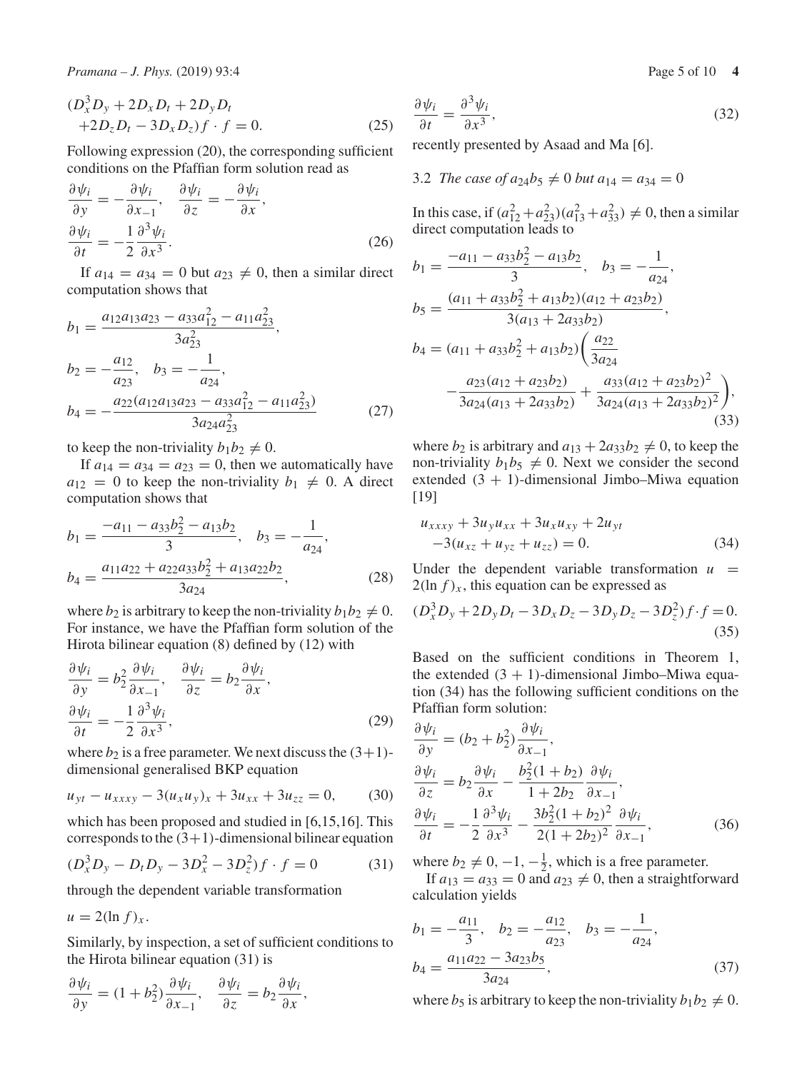$$(D_x^3 D_y + 2D_x D_t + 2D_y D_t + 2D_z D_t - 3D_x D_z) f \cdot f = 0. \tag{25}$$

Following expression (20), the corresponding sufficient conditions on the Pfaffian form solution read as

$$\frac{\partial \psi_i}{\partial y} = -\frac{\partial \psi_i}{\partial x_{-1}}, \quad \frac{\partial \psi_i}{\partial z} = -\frac{\partial \psi_i}{\partial x},$$
$$\frac{\partial \psi_i}{\partial t} = -\frac{1}{2}\frac{\partial^3 \psi_i}{\partial x^3}. \tag{26}$$

If $a_{14} = a_{34} = 0$ but $a_{23} \neq 0$, then a similar direct computation shows that

$$b_1 = \frac{a_{12}a_{13}a_{23} - a_{33}a_{12}^2 - a_{11}a_{23}^2}{3a_{23}^2},$$
$$b_2 = -\frac{a_{12}}{a_{23}}, \quad b_3 = -\frac{1}{a_{24}},$$
$$b_4 = -\frac{a_{22}(a_{12}a_{13}a_{23} - a_{33}a_{12}^2 - a_{11}a_{23}^2)}{3a_{24}a_{23}^2} \tag{27}$$

to keep the non-triviality $b_1 b_2 \neq 0$.

If $a_{14} = a_{34} = a_{23} = 0$, then we automatically have $a_{12} = 0$ to keep the non-triviality $b_1 \neq 0$. A direct computation shows that

$$b_1 = \frac{-a_{11} - a_{33}b_2^2 - a_{13}b_2}{3}, \quad b_3 = -\frac{1}{a_{24}},$$
$$b_4 = \frac{a_{11}a_{22} + a_{22}a_{33}b_2^2 + a_{13}a_{22}b_2}{3a_{24}}, \tag{28}$$

where $b_2$ is arbitrary to keep the non-triviality $b_1 b_2 \neq 0$. For instance, we have the Pfaffian form solution of the Hirota bilinear equation (8) defined by (12) with

$$\frac{\partial \psi_i}{\partial y} = b_2^2 \frac{\partial \psi_i}{\partial x_{-1}}, \quad \frac{\partial \psi_i}{\partial z} = b_2 \frac{\partial \psi_i}{\partial x},$$
$$\frac{\partial \psi_i}{\partial t} = -\frac{1}{2}\frac{\partial^3 \psi_i}{\partial x^3}, \tag{29}$$

where $b_2$ is a free parameter. We next discuss the (3+1)-dimensional generalised BKP equation

$$u_{yt} - u_{xxxy} - 3(u_x u_y)_x + 3u_{xx} + 3u_{zz} = 0, \tag{30}$$

which has been proposed and studied in [6,15,16]. This corresponds to the (3+1)-dimensional bilinear equation

$$(D_x^3 D_y - D_t D_y - 3D_x^2 - 3D_z^2) f \cdot f = 0 \tag{31}$$

through the dependent variable transformation

$$u = 2(\ln f)_x.$$

Similarly, by inspection, a set of sufficient conditions to the Hirota bilinear equation (31) is

$$\frac{\partial \psi_i}{\partial y} = (1 + b_2^2)\frac{\partial \psi_i}{\partial x_{-1}}, \quad \frac{\partial \psi_i}{\partial z} = b_2 \frac{\partial \psi_i}{\partial x},$$
$$\frac{\partial \psi_i}{\partial t} = \frac{\partial^3 \psi_i}{\partial x^3}, \tag{32}$$

recently presented by Asaad and Ma [6].

### 3.2 *The case of* $a_{24}b_5 \neq 0$ *but* $a_{14} = a_{34} = 0$

In this case, if $(a_{12}^2 + a_{23}^2)(a_{13}^2 + a_{33}^2) \neq 0$, then a similar direct computation leads to

$$b_1 = \frac{-a_{11} - a_{33}b_2^2 - a_{13}b_2}{3}, \quad b_3 = -\frac{1}{a_{24}},$$
$$b_5 = \frac{(a_{11} + a_{33}b_2^2 + a_{13}b_2)(a_{12} + a_{23}b_2)}{3(a_{13} + 2a_{33}b_2)},$$
$$b_4 = (a_{11} + a_{33}b_2^2 + a_{13}b_2)\bigg(\frac{a_{22}}{3a_{24}} - \frac{a_{23}(a_{12} + a_{23}b_2)}{3a_{24}(a_{13} + 2a_{33}b_2)} + \frac{a_{33}(a_{12} + a_{23}b_2)^2}{3a_{24}(a_{13} + 2a_{33}b_2)^2}\bigg), \tag{33}$$

where $b_2$ is arbitrary and $a_{13} + 2a_{33}b_2 \neq 0$, to keep the non-triviality $b_1 b_5 \neq 0$. Next we consider the second extended (3 + 1)-dimensional Jimbo–Miwa equation [19]

$$u_{xxxy} + 3u_y u_{xx} + 3u_x u_{xy} + 2u_{yt} - 3(u_{xz} + u_{yz} + u_{zz}) = 0. \tag{34}$$

Under the dependent variable transformation $u = 2(\ln f)_x$, this equation can be expressed as

$$(D_x^3 D_y + 2D_y D_t - 3D_x D_z - 3D_y D_z - 3D_z^2) f \cdot f = 0. \tag{35}$$

Based on the sufficient conditions in Theorem 1, the extended (3 + 1)-dimensional Jimbo–Miwa equation (34) has the following sufficient conditions on the Pfaffian form solution:

$$\frac{\partial \psi_i}{\partial y} = (b_2 + b_2^2)\frac{\partial \psi_i}{\partial x_{-1}},$$
$$\frac{\partial \psi_i}{\partial z} = b_2 \frac{\partial \psi_i}{\partial x} - \frac{b_2^2(1 + b_2)}{1 + 2b_2}\frac{\partial \psi_i}{\partial x_{-1}},$$
$$\frac{\partial \psi_i}{\partial t} = -\frac{1}{2}\frac{\partial^3 \psi_i}{\partial x^3} - \frac{3b_2^2(1 + b_2)^2}{2(1 + 2b_2)^2}\frac{\partial \psi_i}{\partial x_{-1}}, \tag{36}$$

where $b_2 \neq 0, -1, -\frac{1}{2}$, which is a free parameter.

If $a_{13} = a_{33} = 0$ and $a_{23} \neq 0$, then a straightforward calculation yields

$$b_1 = -\frac{a_{11}}{3}, \quad b_2 = -\frac{a_{12}}{a_{23}}, \quad b_3 = -\frac{1}{a_{24}},$$
$$b_4 = \frac{a_{11}a_{22} - 3a_{23}b_5}{3a_{24}}, \tag{37}$$

where $b_5$ is arbitrary to keep the non-triviality $b_1 b_2 \neq 0$.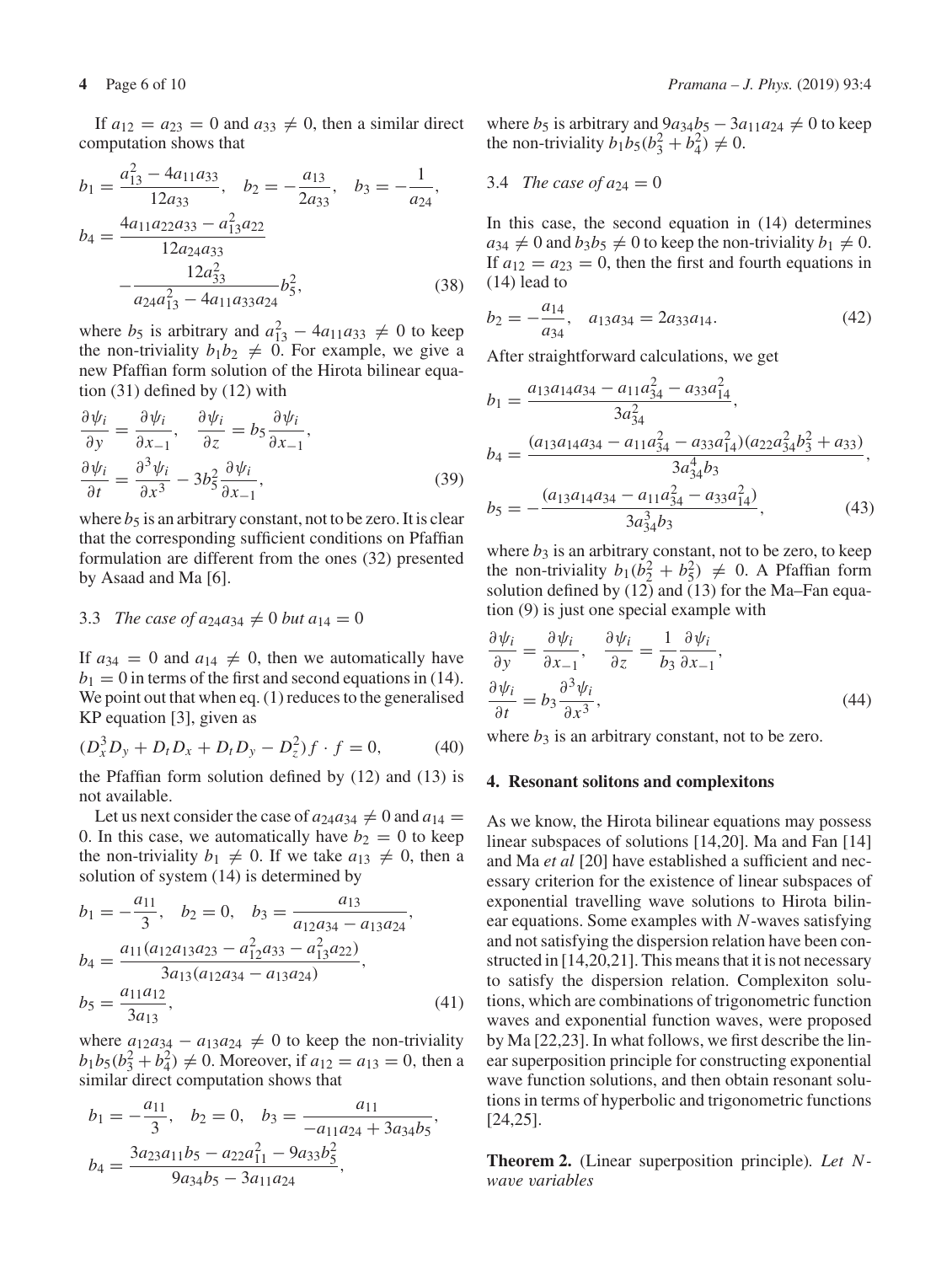If $a_{12} = a_{23} = 0$ and $a_{33} \neq 0$, then a similar direct computation shows that

$$b_1 = \frac{a_{13}^2 - 4a_{11}a_{33}}{12a_{33}}, \quad b_2 = -\frac{a_{13}}{2a_{33}}, \quad b_3 = -\frac{1}{a_{24}},$$
$$b_4 = \frac{4a_{11}a_{22}a_{33} - a_{13}^2 a_{22}}{12a_{24}a_{33}} - \frac{12a_{33}^2}{a_{24}a_{13}^2 - 4a_{11}a_{33}a_{24}} b_5^2, \tag{38}$$

where $b_5$ is arbitrary and $a_{13}^2 - 4a_{11}a_{33} \neq 0$ to keep the non-triviality $b_1 b_2 \neq 0$. For example, we give a new Pfaffian form solution of the Hirota bilinear equation (31) defined by (12) with

$$\frac{\partial \psi_i}{\partial y} = \frac{\partial \psi_i}{\partial x_{-1}}, \quad \frac{\partial \psi_i}{\partial z} = b_5 \frac{\partial \psi_i}{\partial x_{-1}},$$
$$\frac{\partial \psi_i}{\partial t} = \frac{\partial^3 \psi_i}{\partial x^3} - 3b_5^2 \frac{\partial \psi_i}{\partial x_{-1}}, \tag{39}$$

where $b_5$ is an arbitrary constant, not to be zero. It is clear that the corresponding sufficient conditions on Pfaffian formulation are different from the ones (32) presented by Asaad and Ma [6].

### 3.3 *The case of $a_{24}a_{34} \neq 0$ but $a_{14} = 0$*

If $a_{34} = 0$ and $a_{14} \neq 0$, then we automatically have $b_1 = 0$ in terms of the first and second equations in (14). We point out that when eq. (1) reduces to the generalised KP equation [3], given as

$$(D_x^3 D_y + D_t D_x + D_t D_y - D_z^2) f \cdot f = 0, \tag{40}$$

the Pfaffian form solution defined by (12) and (13) is not available.

Let us next consider the case of $a_{24}a_{34} \neq 0$ and $a_{14} = 0$. In this case, we automatically have $b_2 = 0$ to keep the non-triviality $b_1 \neq 0$. If we take $a_{13} \neq 0$, then a solution of system (14) is determined by

$$b_1 = -\frac{a_{11}}{3}, \quad b_2 = 0, \quad b_3 = \frac{a_{13}}{a_{12}a_{34} - a_{13}a_{24}},$$
$$b_4 = \frac{a_{11}(a_{12}a_{13}a_{23} - a_{12}^2 a_{33} - a_{13}^2 a_{22})}{3a_{13}(a_{12}a_{34} - a_{13}a_{24})},$$
$$b_5 = \frac{a_{11}a_{12}}{3a_{13}}, \tag{41}$$

where $a_{12}a_{34} - a_{13}a_{24} \neq 0$ to keep the non-triviality $b_1 b_5 (b_3^2 + b_4^2) \neq 0$. Moreover, if $a_{12} = a_{13} = 0$, then a similar direct computation shows that

$$b_1 = -\frac{a_{11}}{3}, \quad b_2 = 0, \quad b_3 = \frac{a_{11}}{-a_{11}a_{24} + 3a_{34}b_5},$$
$$b_4 = \frac{3a_{23}a_{11}b_5 - a_{22}a_{11}^2 - 9a_{33}b_5^2}{9a_{34}b_5 - 3a_{11}a_{24}},$$

where $b_5$ is arbitrary and $9a_{34}b_5 - 3a_{11}a_{24} \neq 0$ to keep the non-triviality $b_1 b_5 (b_3^2 + b_4^2) \neq 0$.

### 3.4 *The case of $a_{24} = 0$*

In this case, the second equation in (14) determines $a_{34} \neq 0$ and $b_3 b_5 \neq 0$ to keep the non-triviality $b_1 \neq 0$. If $a_{12} = a_{23} = 0$, then the first and fourth equations in (14) lead to

$$b_2 = -\frac{a_{14}}{a_{34}}, \quad a_{13}a_{34} = 2a_{33}a_{14}. \tag{42}$$

After straightforward calculations, we get

$$b_1 = \frac{a_{13}a_{14}a_{34} - a_{11}a_{34}^2 - a_{33}a_{14}^2}{3a_{34}^2},$$
$$b_4 = \frac{(a_{13}a_{14}a_{34} - a_{11}a_{34}^2 - a_{33}a_{14}^2)(a_{22}a_{34}^2 b_3^2 + a_{33})}{3a_{34}^4 b_3},$$
$$b_5 = -\frac{(a_{13}a_{14}a_{34} - a_{11}a_{34}^2 - a_{33}a_{14}^2)}{3a_{34}^3 b_3}, \tag{43}$$

where $b_3$ is an arbitrary constant, not to be zero, to keep the non-triviality $b_1(b_2^2 + b_5^2) \neq 0$. A Pfaffian form solution defined by (12) and (13) for the Ma–Fan equation (9) is just one special example with

$$\frac{\partial \psi_i}{\partial y} = \frac{\partial \psi_i}{\partial x_{-1}}, \quad \frac{\partial \psi_i}{\partial z} = \frac{1}{b_3} \frac{\partial \psi_i}{\partial x_{-1}},$$
$$\frac{\partial \psi_i}{\partial t} = b_3 \frac{\partial^3 \psi_i}{\partial x^3}, \tag{44}$$

where $b_3$ is an arbitrary constant, not to be zero.

## 4. Resonant solitons and complexitons

As we know, the Hirota bilinear equations may possess linear subspaces of solutions [14,20]. Ma and Fan [14] and Ma *et al* [20] have established a sufficient and necessary criterion for the existence of linear subspaces of exponential travelling wave solutions to Hirota bilinear equations. Some examples with $N$-waves satisfying and not satisfying the dispersion relation have been constructed in [14,20,21]. This means that it is not necessary to satisfy the dispersion relation. Complexiton solutions, which are combinations of trigonometric function waves and exponential function waves, were proposed by Ma [22,23]. In what follows, we first describe the linear superposition principle for constructing exponential wave function solutions, and then obtain resonant solutions in terms of hyperbolic and trigonometric functions [24,25].

**Theorem 2.** (Linear superposition principle). *Let $N$-wave variables*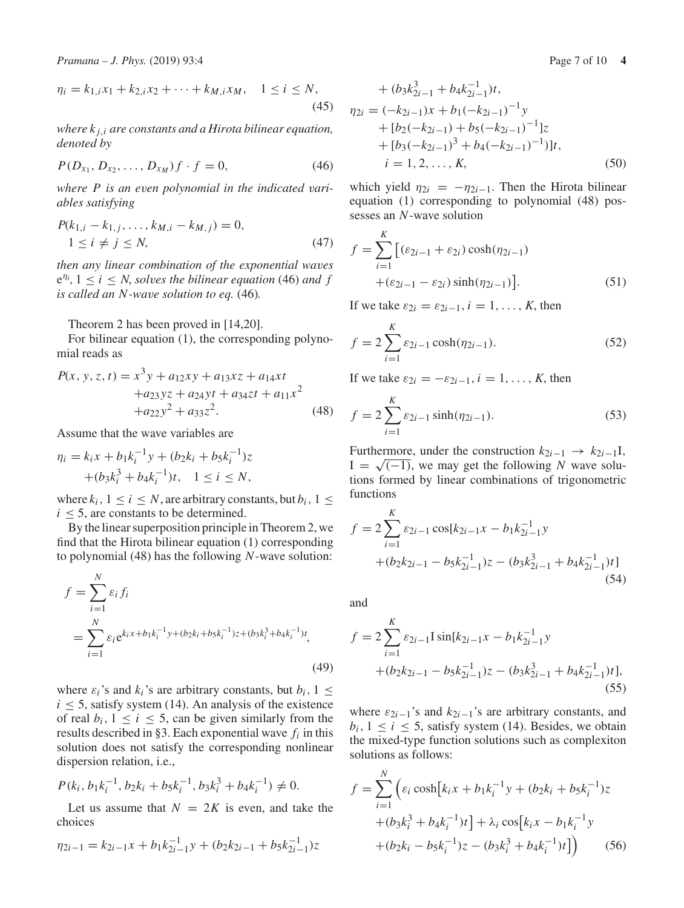$$\eta_i = k_{1,i}x_1 + k_{2,i}x_2 + \cdots + k_{M,i}x_M, \quad 1 \le i \le N, \tag{45}$$

*where $k_{j,i}$ are constants and a Hirota bilinear equation, denoted by*

$$P(D_{x_1}, D_{x_2}, \ldots, D_{x_M}) f \cdot f = 0, \tag{46}$$

*where $P$ is an even polynomial in the indicated variables satisfying*

$$P(k_{1,i} - k_{1,j}, \ldots, k_{M,i} - k_{M,j}) = 0, \quad 1 \le i \ne j \le N, \tag{47}$$

*then any linear combination of the exponential waves $e^{\eta_i}$, $1 \le i \le N$, solves the bilinear equation* (46) *and $f$ is called an $N$-wave solution to eq.* (46).

Theorem 2 has been proved in [14,20].

For bilinear equation (1), the corresponding polynomial reads as

$$P(x, y, z, t) = x^3 y + a_{12}xy + a_{13}xz + a_{14}xt + a_{23}yz + a_{24}yt + a_{34}zt + a_{11}x^2 + a_{22}y^2 + a_{33}z^2. \tag{48}$$

Assume that the wave variables are

$$\eta_i = k_i x + b_1 k_i^{-1} y + (b_2 k_i + b_5 k_i^{-1}) z + (b_3 k_i^3 + b_4 k_i^{-1}) t, \quad 1 \le i \le N,$$

where $k_i$, $1 \le i \le N$, are arbitrary constants, but $b_i$, $1 \le i \le 5$, are constants to be determined.

By the linear superposition principle in Theorem 2, we find that the Hirota bilinear equation (1) corresponding to polynomial (48) has the following $N$-wave solution:

$$f = \sum_{i=1}^{N} \varepsilon_i f_i = \sum_{i=1}^{N} \varepsilon_i e^{k_i x + b_1 k_i^{-1} y + (b_2 k_i + b_5 k_i^{-1}) z + (b_3 k_i^3 + b_4 k_i^{-1}) t}, \tag{49}$$

where $\varepsilon_i$'s and $k_i$'s are arbitrary constants, but $b_i$, $1 \le i \le 5$, satisfy system (14). An analysis of the existence of real $b_i$, $1 \le i \le 5$, can be given similarly from the results described in §3. Each exponential wave $f_i$ in this solution does not satisfy the corresponding nonlinear dispersion relation, i.e.,

$$P(k_i, b_1 k_i^{-1}, b_2 k_i + b_5 k_i^{-1}, b_3 k_i^3 + b_4 k_i^{-1}) \ne 0.$$

Let us assume that $N = 2K$ is even, and take the choices

$$\begin{aligned}
\eta_{2i-1} &= k_{2i-1}x + b_1 k_{2i-1}^{-1} y + (b_2 k_{2i-1} + b_5 k_{2i-1}^{-1}) z \\
&\quad + (b_3 k_{2i-1}^3 + b_4 k_{2i-1}^{-1}) t, \\
\eta_{2i} &= (-k_{2i-1})x + b_1 (-k_{2i-1})^{-1} y \\
&\quad + [b_2(-k_{2i-1}) + b_5(-k_{2i-1})^{-1}] z \\
&\quad + [b_3(-k_{2i-1})^3 + b_4(-k_{2i-1})^{-1})] t, \\
&\quad i = 1, 2, \ldots, K,
\end{aligned} \tag{50}$$

which yield $\eta_{2i} = -\eta_{2i-1}$. Then the Hirota bilinear equation (1) corresponding to polynomial (48) possesses an $N$-wave solution

$$f = \sum_{i=1}^{K} \left[ (\varepsilon_{2i-1} + \varepsilon_{2i}) \cosh(\eta_{2i-1}) + (\varepsilon_{2i-1} - \varepsilon_{2i}) \sinh(\eta_{2i-1}) \right]. \tag{51}$$

If we take $\varepsilon_{2i} = \varepsilon_{2i-1}$, $i = 1, \ldots, K$, then

$$f = 2 \sum_{i=1}^{K} \varepsilon_{2i-1} \cosh(\eta_{2i-1}). \tag{52}$$

If we take $\varepsilon_{2i} = -\varepsilon_{2i-1}$, $i = 1, \ldots, K$, then

$$f = 2 \sum_{i=1}^{K} \varepsilon_{2i-1} \sinh(\eta_{2i-1}). \tag{53}$$

Furthermore, under the construction $k_{2i-1} \to k_{2i-1}\mathrm{I}$, $\mathrm{I} = \sqrt{(-1)}$, we may get the following $N$ wave solutions formed by linear combinations of trigonometric functions

$$f = 2 \sum_{i=1}^{K} \varepsilon_{2i-1} \cos[k_{2i-1}x - b_1 k_{2i-1}^{-1} y + (b_2 k_{2i-1} - b_5 k_{2i-1}^{-1}) z - (b_3 k_{2i-1}^3 + b_4 k_{2i-1}^{-1}) t] \tag{54}$$

and

$$f = 2 \sum_{i=1}^{K} \varepsilon_{2i-1} \mathrm{I} \sin[k_{2i-1}x - b_1 k_{2i-1}^{-1} y + (b_2 k_{2i-1} - b_5 k_{2i-1}^{-1}) z - (b_3 k_{2i-1}^3 + b_4 k_{2i-1}^{-1}) t], \tag{55}$$

where $\varepsilon_{2i-1}$'s and $k_{2i-1}$'s are arbitrary constants, and $b_i$, $1 \le i \le 5$, satisfy system (14). Besides, we obtain the mixed-type function solutions such as complexiton solutions as follows:

$$f = \sum_{i=1}^{N} \Big( \varepsilon_i \cosh\big[k_i x + b_1 k_i^{-1} y + (b_2 k_i + b_5 k_i^{-1}) z + (b_3 k_i^3 + b_4 k_i^{-1}) t\big] + \lambda_i \cos\big[k_i x - b_1 k_i^{-1} y + (b_2 k_i - b_5 k_i^{-1}) z - (b_3 k_i^3 + b_4 k_i^{-1}) t\big] \Big) \tag{56}$$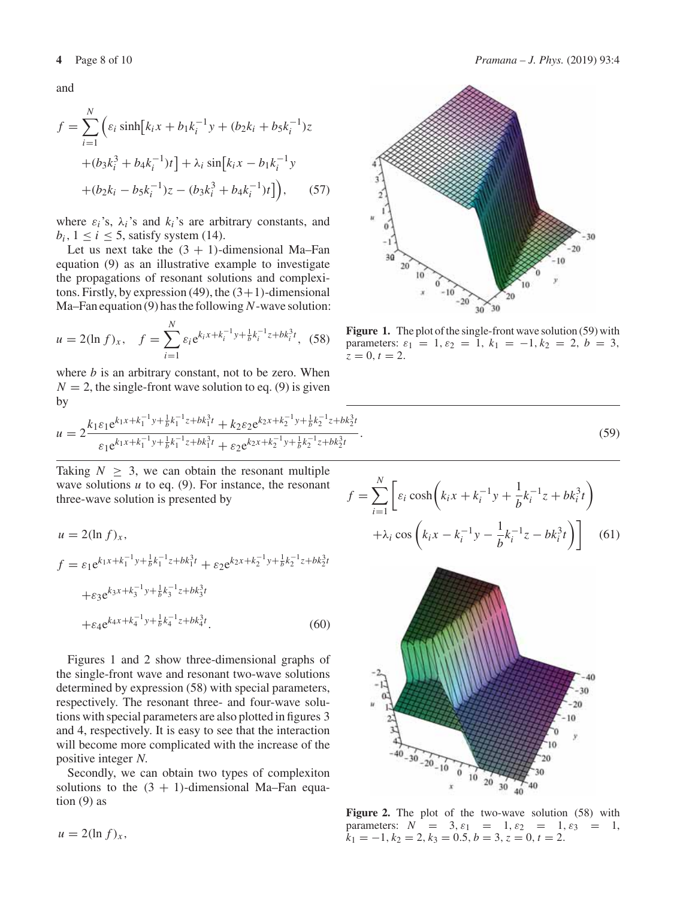and

$$f=\sum_{i=1}^{N}\Big(\varepsilon_i \sinh\big[k_i x+b_1k_i^{-1}y+(b_2k_i+b_5k_i^{-1})z+(b_3k_i^3+b_4k_i^{-1})t\big]+\lambda_i \sin\big[k_i x-b_1k_i^{-1}y+(b_2k_i-b_5k_i^{-1})z-(b_3k_i^3+b_4k_i^{-1})t\big]\Big), \quad (57)$$

where $\varepsilon_i$'s, $\lambda_i$'s and $k_i$'s are arbitrary constants, and $b_i$, $1 \le i \le 5$, satisfy system (14).

Let us next take the $(3+1)$-dimensional Ma–Fan equation (9) as an illustrative example to investigate the propagations of resonant solutions and complexitons. Firstly, by expression (49), the $(3+1)$-dimensional Ma–Fan equation (9) has the following $N$-wave solution:

$$u=2(\ln f)_x, \quad f=\sum_{i=1}^{N}\varepsilon_i e^{k_i x+k_i^{-1}y+\frac{1}{b}k_i^{-1}z+bk_i^3 t}, \quad (58)$$

where $b$ is an arbitrary constant, not to be zero. When $N=2$, the single-front wave solution to eq. (9) is given by

$$u=2\frac{k_1\varepsilon_1 e^{k_1x+k_1^{-1}y+\frac{1}{b}k_1^{-1}z+bk_1^3t}+k_2\varepsilon_2 e^{k_2x+k_2^{-1}y+\frac{1}{b}k_2^{-1}z+bk_2^3t}}{\varepsilon_1 e^{k_1x+k_1^{-1}y+\frac{1}{b}k_1^{-1}z+bk_1^3t}+\varepsilon_2 e^{k_2x+k_2^{-1}y+\frac{1}{b}k_2^{-1}z+bk_2^3t}}. \quad (59)$$

**Figure 1.** The plot of the single-front wave solution (59) with parameters: $\varepsilon_1=1, \varepsilon_2=1, k_1=-1, k_2=2, b=3, z=0, t=2$.

Taking $N \ge 3$, we can obtain the resonant multiple wave solutions $u$ to eq. (9). For instance, the resonant three-wave solution is presented by

$$\begin{aligned}u&=2(\ln f)_x,\\ f&=\varepsilon_1 e^{k_1x+k_1^{-1}y+\frac{1}{b}k_1^{-1}z+bk_1^3t}+\varepsilon_2 e^{k_2x+k_2^{-1}y+\frac{1}{b}k_2^{-1}z+bk_2^3t}\\ &\quad+\varepsilon_3 e^{k_3x+k_3^{-1}y+\frac{1}{b}k_3^{-1}z+bk_3^3t}\\ &\quad+\varepsilon_4 e^{k_4x+k_4^{-1}y+\frac{1}{b}k_4^{-1}z+bk_4^3t}.\end{aligned} \quad (60)$$

Figures 1 and 2 show three-dimensional graphs of the single-front wave and resonant two-wave solutions determined by expression (58) with special parameters, respectively. The resonant three- and four-wave solutions with special parameters are also plotted in figures 3 and 4, respectively. It is easy to see that the interaction will become more complicated with the increase of the positive integer $N$.

Secondly, we can obtain two types of complexiton solutions to the $(3+1)$-dimensional Ma–Fan equation (9) as

$$u=2(\ln f)_x,$$

$$f=\sum_{i=1}^{N}\left[\varepsilon_i \cosh\left(k_i x+k_i^{-1}y+\frac{1}{b}k_i^{-1}z+bk_i^3t\right)+\lambda_i \cos\left(k_i x-k_i^{-1}y-\frac{1}{b}k_i^{-1}z-bk_i^3t\right)\right] \quad (61)$$

**Figure 2.** The plot of the two-wave solution (58) with parameters: $N=3, \varepsilon_1=1, \varepsilon_2=1, \varepsilon_3=1, k_1=-1, k_2=2, k_3=0.5, b=3, z=0, t=2$.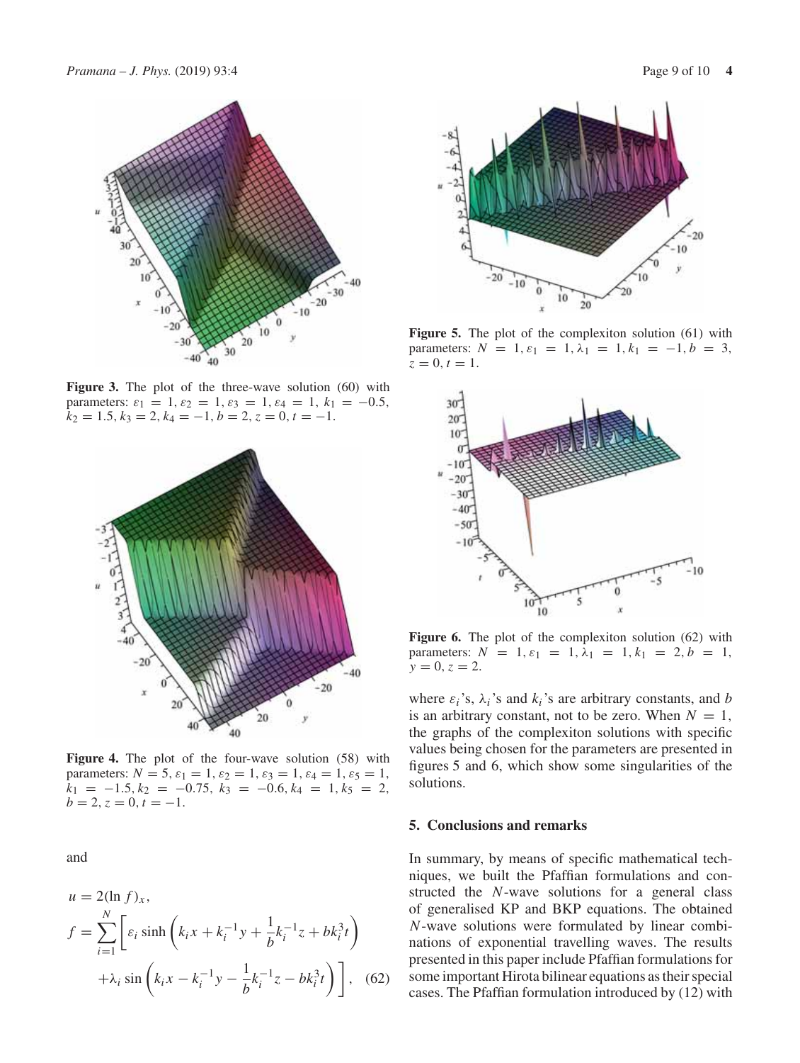**Figure 3.** The plot of the three-wave solution (60) with parameters: $\varepsilon_1 = 1, \varepsilon_2 = 1, \varepsilon_3 = 1, \varepsilon_4 = 1, k_1 = -0.5, k_2 = 1.5, k_3 = 2, k_4 = -1, b = 2, z = 0, t = -1$.

**Figure 4.** The plot of the four-wave solution (58) with parameters: $N = 5, \varepsilon_1 = 1, \varepsilon_2 = 1, \varepsilon_3 = 1, \varepsilon_4 = 1, \varepsilon_5 = 1, k_1 = -1.5, k_2 = -0.75, k_3 = -0.6, k_4 = 1, k_5 = 2, b = 2, z = 0, t = -1$.

and

$$
\begin{aligned}
u &= 2(\ln f)_x, \\
f &= \sum_{i=1}^{N} \left[ \varepsilon_i \sinh\left(k_i x + k_i^{-1} y + \frac{1}{b} k_i^{-1} z + b k_i^3 t\right) \right. \\
&\quad \left. + \lambda_i \sin\left(k_i x - k_i^{-1} y - \frac{1}{b} k_i^{-1} z - b k_i^3 t\right) \right], \quad (62)
\end{aligned}
$$

**Figure 5.** The plot of the complexiton solution (61) with parameters: $N = 1, \varepsilon_1 = 1, \lambda_1 = 1, k_1 = -1, b = 3, z = 0, t = 1$.

**Figure 6.** The plot of the complexiton solution (62) with parameters: $N = 1, \varepsilon_1 = 1, \lambda_1 = 1, k_1 = 2, b = 1, y = 0, z = 2$.

where $\varepsilon_i$'s, $\lambda_i$'s and $k_i$'s are arbitrary constants, and $b$ is an arbitrary constant, not to be zero. When $N = 1$, the graphs of the complexiton solutions with specific values being chosen for the parameters are presented in figures 5 and 6, which show some singularities of the solutions.

## 5. Conclusions and remarks

In summary, by means of specific mathematical techniques, we built the Pfaffian formulations and constructed the $N$-wave solutions for a general class of generalised KP and BKP equations. The obtained $N$-wave solutions were formulated by linear combinations of exponential travelling waves. The results presented in this paper include Pfaffian formulations for some important Hirota bilinear equations as their special cases. The Pfaffian formulation introduced by (12) with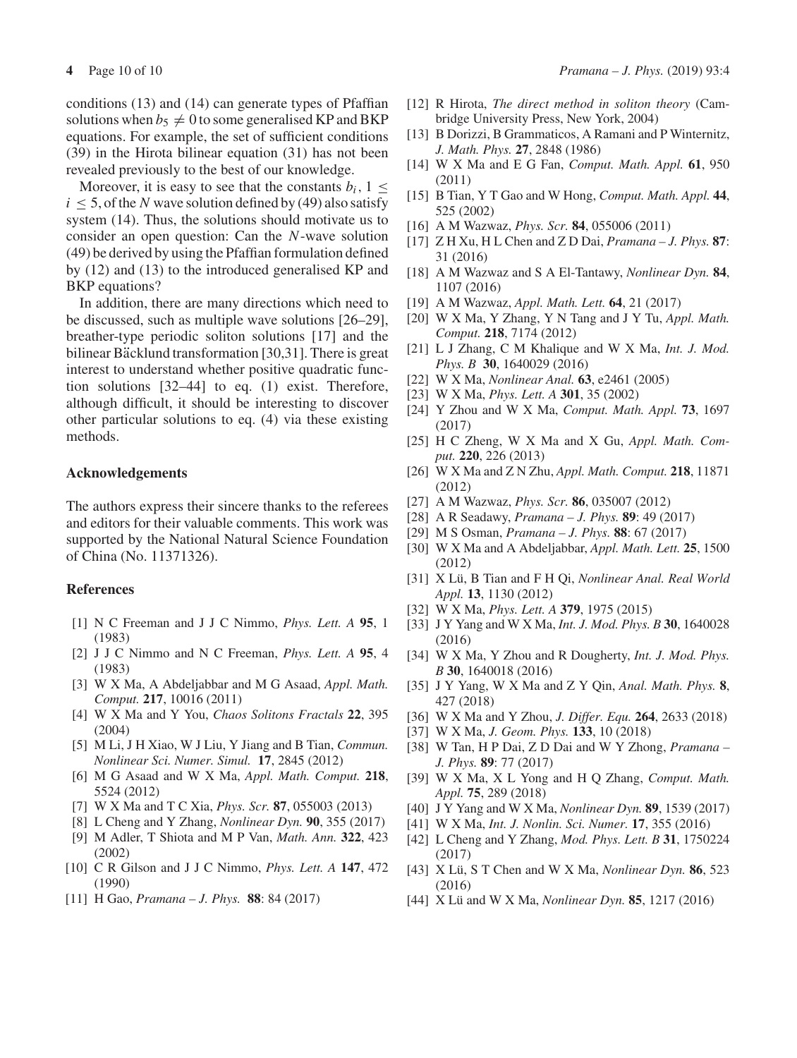conditions (13) and (14) can generate types of Pfaffian solutions when $b_5 \neq 0$ to some generalised KP and BKP equations. For example, the set of sufficient conditions (39) in the Hirota bilinear equation (31) has not been revealed previously to the best of our knowledge.

Moreover, it is easy to see that the constants $b_i$, $1 \leq i \leq 5$, of the $N$ wave solution defined by (49) also satisfy system (14). Thus, the solutions should motivate us to consider an open question: Can the $N$-wave solution (49) be derived by using the Pfaffian formulation defined by (12) and (13) to the introduced generalised KP and BKP equations?

In addition, there are many directions which need to be discussed, such as multiple wave solutions [26–29], breather-type periodic soliton solutions [17] and the bilinear Bäcklund transformation [30,31]. There is great interest to understand whether positive quadratic function solutions [32–44] to eq. (1) exist. Therefore, although difficult, it should be interesting to discover other particular solutions to eq. (4) via these existing methods.

## Acknowledgements

The authors express their sincere thanks to the referees and editors for their valuable comments. This work was supported by the National Natural Science Foundation of China (No. 11371326).

## References

[1] N C Freeman and J J C Nimmo, *Phys. Lett. A* **95**, 1 (1983)

[2] J J C Nimmo and N C Freeman, *Phys. Lett. A* **95**, 4 (1983)

[3] W X Ma, A Abdeljabbar and M G Asaad, *Appl. Math. Comput.* **217**, 10016 (2011)

[4] W X Ma and Y You, *Chaos Solitons Fractals* **22**, 395 (2004)

[5] M Li, J H Xiao, W J Liu, Y Jiang and B Tian, *Commun. Nonlinear Sci. Numer. Simul.* **17**, 2845 (2012)

[6] M G Asaad and W X Ma, *Appl. Math. Comput.* **218**, 5524 (2012)

[7] W X Ma and T C Xia, *Phys. Scr.* **87**, 055003 (2013)

[8] L Cheng and Y Zhang, *Nonlinear Dyn.* **90**, 355 (2017)

[9] M Adler, T Shiota and M P Van, *Math. Ann.* **322**, 423 (2002)

[10] C R Gilson and J J C Nimmo, *Phys. Lett. A* **147**, 472 (1990)

[11] H Gao, *Pramana – J. Phys.* **88**: 84 (2017)

[12] R Hirota, *The direct method in soliton theory* (Cambridge University Press, New York, 2004)

[13] B Dorizzi, B Grammaticos, A Ramani and P Winternitz, *J. Math. Phys.* **27**, 2848 (1986)

[14] W X Ma and E G Fan, *Comput. Math. Appl.* **61**, 950 (2011)

[15] B Tian, Y T Gao and W Hong, *Comput. Math. Appl.* **44**, 525 (2002)

[16] A M Wazwaz, *Phys. Scr.* **84**, 055006 (2011)

[17] Z H Xu, H L Chen and Z D Dai, *Pramana – J. Phys.* **87**: 31 (2016)

[18] A M Wazwaz and S A El-Tantawy, *Nonlinear Dyn.* **84**, 1107 (2016)

[19] A M Wazwaz, *Appl. Math. Lett.* **64**, 21 (2017)

[20] W X Ma, Y Zhang, Y N Tang and J Y Tu, *Appl. Math. Comput.* **218**, 7174 (2012)

[21] L J Zhang, C M Khalique and W X Ma, *Int. J. Mod. Phys. B* **30**, 1640029 (2016)

[22] W X Ma, *Nonlinear Anal.* **63**, e2461 (2005)

[23] W X Ma, *Phys. Lett. A* **301**, 35 (2002)

[24] Y Zhou and W X Ma, *Comput. Math. Appl.* **73**, 1697 (2017)

[25] H C Zheng, W X Ma and X Gu, *Appl. Math. Comput.* **220**, 226 (2013)

[26] W X Ma and Z N Zhu, *Appl. Math. Comput.* **218**, 11871 (2012)

[27] A M Wazwaz, *Phys. Scr.* **86**, 035007 (2012)

[28] A R Seadawy, *Pramana – J. Phys.* **89**: 49 (2017)

[29] M S Osman, *Pramana – J. Phys.* **88**: 67 (2017)

[30] W X Ma and A Abdeljabbar, *Appl. Math. Lett.* **25**, 1500 (2012)

[31] X Lü, B Tian and F H Qi, *Nonlinear Anal. Real World Appl.* **13**, 1130 (2012)

[32] W X Ma, *Phys. Lett. A* **379**, 1975 (2015)

[33] J Y Yang and W X Ma, *Int. J. Mod. Phys. B* **30**, 1640028 (2016)

[34] W X Ma, Y Zhou and R Dougherty, *Int. J. Mod. Phys. B* **30**, 1640018 (2016)

[35] J Y Yang, W X Ma and Z Y Qin, *Anal. Math. Phys.* **8**, 427 (2018)

[36] W X Ma and Y Zhou, *J. Differ. Equ.* **264**, 2633 (2018)

[37] W X Ma, *J. Geom. Phys.* **133**, 10 (2018)

[38] W Tan, H P Dai, Z D Dai and W Y Zhong, *Pramana – J. Phys.* **89**: 77 (2017)

[39] W X Ma, X L Yong and H Q Zhang, *Comput. Math. Appl.* **75**, 289 (2018)

[40] J Y Yang and W X Ma, *Nonlinear Dyn.* **89**, 1539 (2017)

[41] W X Ma, *Int. J. Nonlin. Sci. Numer.* **17**, 355 (2016)

[42] L Cheng and Y Zhang, *Mod. Phys. Lett. B* **31**, 1750224 (2017)

[43] X Lü, S T Chen and W X Ma, *Nonlinear Dyn.* **86**, 523 (2016)

[44] X Lü and W X Ma, *Nonlinear Dyn.* **85**, 1217 (2016)